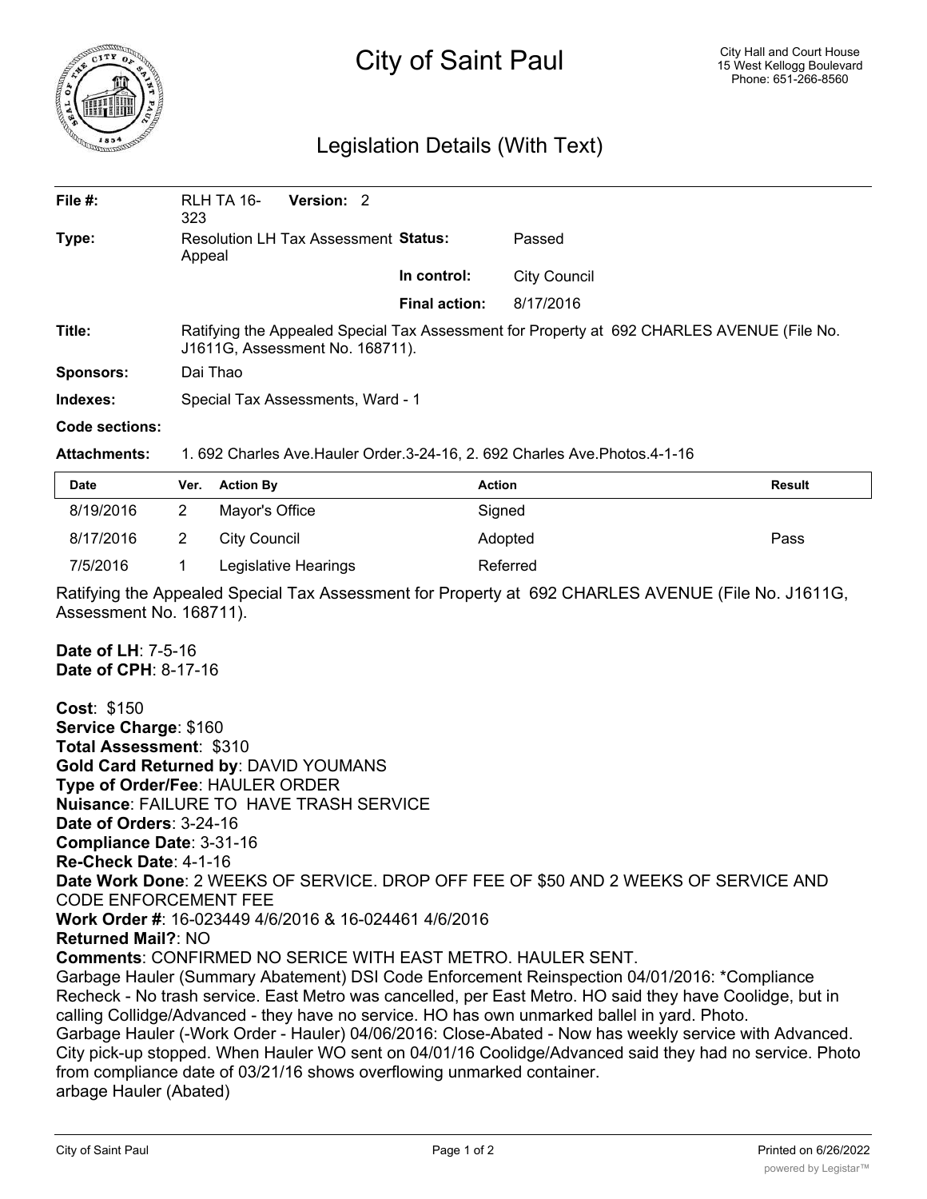# City of Saint Paul

City Hall and Court House
15 West Kellogg Boulevard
Phone: 651-266-8560

## Legislation Details (With Text)

| | | | |
|---|---|---|---|
| **File #:** | RLH TA 16-323 **Version:** 2 | | |
| **Type:** | Resolution LH Tax Assessment Appeal | **Status:** | Passed |
| | | **In control:** | City Council |
| | | **Final action:** | 8/17/2016 |

**Title:** Ratifying the Appealed Special Tax Assessment for Property at 692 CHARLES AVENUE (File No. J1611G, Assessment No. 168711).

**Sponsors:** Dai Thao

**Indexes:** Special Tax Assessments, Ward - 1

**Code sections:**

**Attachments:** 1. 692 Charles Ave.Hauler Order.3-24-16, 2. 692 Charles Ave.Photos.4-1-16

| Date | Ver. | Action By | Action | Result |
|---|---|---|---|---|
| 8/19/2016 | 2 | Mayor's Office | Signed | |
| 8/17/2016 | 2 | City Council | Adopted | Pass |
| 7/5/2016 | 1 | Legislative Hearings | Referred | |

Ratifying the Appealed Special Tax Assessment for Property at 692 CHARLES AVENUE (File No. J1611G, Assessment No. 168711).

**Date of LH**: 7-5-16
**Date of CPH**: 8-17-16

**Cost**: $150
**Service Charge**: $160
**Total Assessment**: $310
**Gold Card Returned by**: DAVID YOUMANS
**Type of Order/Fee**: HAULER ORDER
**Nuisance**: FAILURE TO HAVE TRASH SERVICE
**Date of Orders**: 3-24-16
**Compliance Date**: 3-31-16
**Re-Check Date**: 4-1-16
**Date Work Done**: 2 WEEKS OF SERVICE. DROP OFF FEE OF $50 AND 2 WEEKS OF SERVICE AND CODE ENFORCEMENT FEE
**Work Order #**: 16-023449 4/6/2016 & 16-024461 4/6/2016
**Returned Mail?**: NO
**Comments**: CONFIRMED NO SERICE WITH EAST METRO. HAULER SENT.
Garbage Hauler (Summary Abatement) DSI Code Enforcement Reinspection 04/01/2016: *Compliance Recheck - No trash service. East Metro was cancelled, per East Metro. HO said they have Coolidge, but in calling Collidge/Advanced - they have no service. HO has own unmarked ballel in yard. Photo.
Garbage Hauler (-Work Order - Hauler) 04/06/2016: Close-Abated - Now has weekly service with Advanced. City pick-up stopped. When Hauler WO sent on 04/01/16 Coolidge/Advanced said they had no service. Photo from compliance date of 03/21/16 shows overflowing unmarked container.
arbage Hauler (Abated)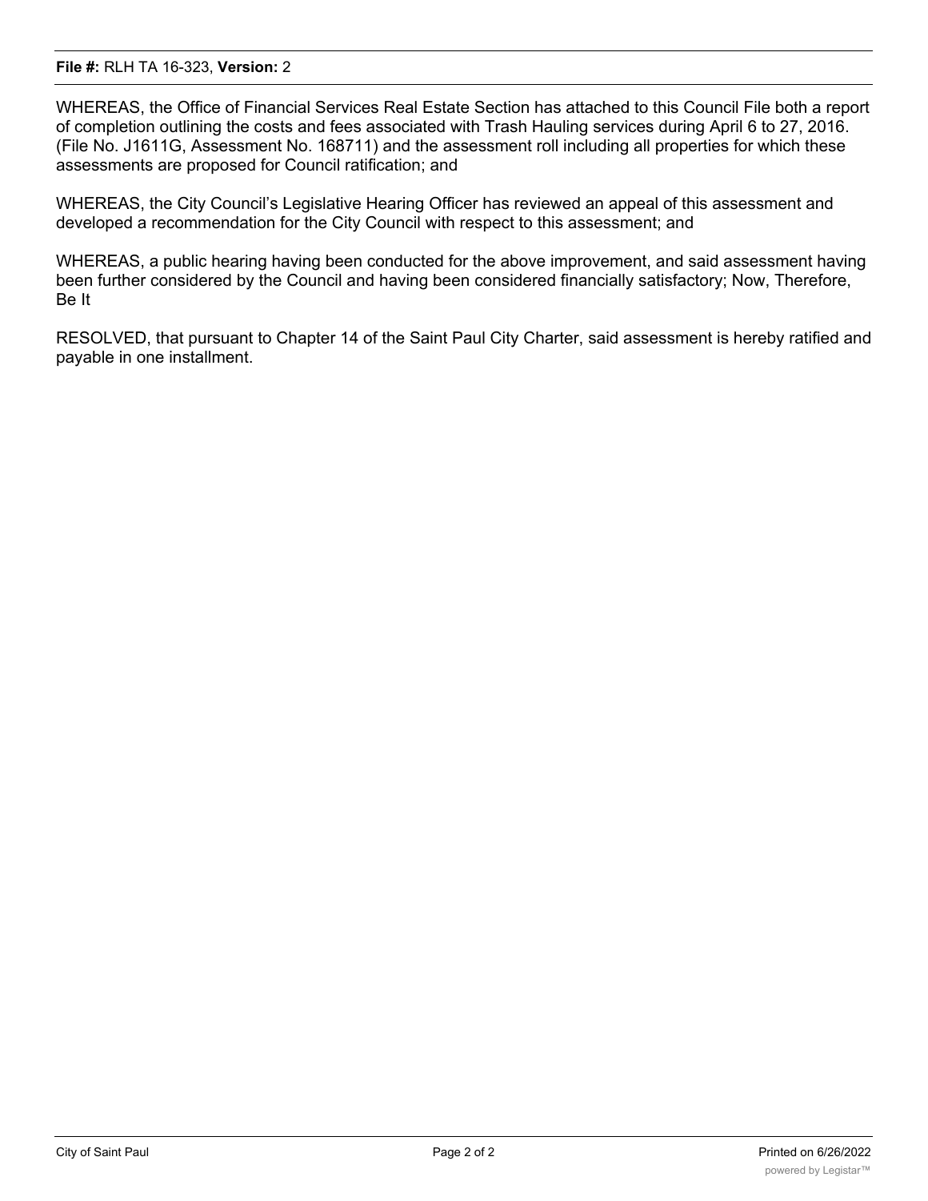WHEREAS, the Office of Financial Services Real Estate Section has attached to this Council File both a report of completion outlining the costs and fees associated with Trash Hauling services during April 6 to 27, 2016. (File No. J1611G, Assessment No. 168711) and the assessment roll including all properties for which these assessments are proposed for Council ratification; and

WHEREAS, the City Council's Legislative Hearing Officer has reviewed an appeal of this assessment and developed a recommendation for the City Council with respect to this assessment; and

WHEREAS, a public hearing having been conducted for the above improvement, and said assessment having been further considered by the Council and having been considered financially satisfactory; Now, Therefore, Be It

RESOLVED, that pursuant to Chapter 14 of the Saint Paul City Charter, said assessment is hereby ratified and payable in one installment.